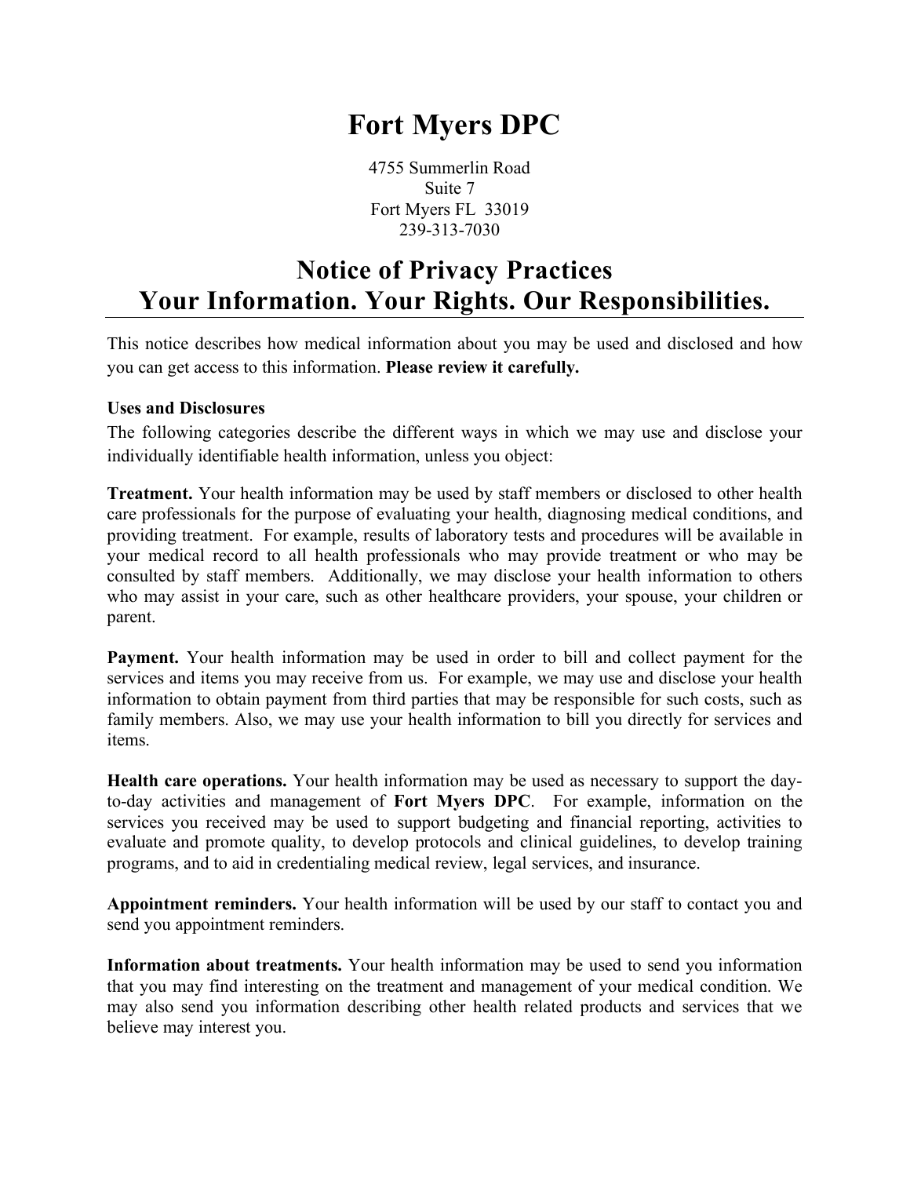# Fort Myers DPC

4755 Summerlin Road
Suite 7
Fort Myers FL 33019
239-313-7030

## Notice of Privacy Practices
## Your Information. Your Rights. Our Responsibilities.

This notice describes how medical information about you may be used and disclosed and how you can get access to this information. **Please review it carefully.**

**Uses and Disclosures**

The following categories describe the different ways in which we may use and disclose your individually identifiable health information, unless you object:

**Treatment.** Your health information may be used by staff members or disclosed to other health care professionals for the purpose of evaluating your health, diagnosing medical conditions, and providing treatment. For example, results of laboratory tests and procedures will be available in your medical record to all health professionals who may provide treatment or who may be consulted by staff members. Additionally, we may disclose your health information to others who may assist in your care, such as other healthcare providers, your spouse, your children or parent.

**Payment.** Your health information may be used in order to bill and collect payment for the services and items you may receive from us. For example, we may use and disclose your health information to obtain payment from third parties that may be responsible for such costs, such as family members. Also, we may use your health information to bill you directly for services and items.

**Health care operations.** Your health information may be used as necessary to support the day-to-day activities and management of **Fort Myers DPC**. For example, information on the services you received may be used to support budgeting and financial reporting, activities to evaluate and promote quality, to develop protocols and clinical guidelines, to develop training programs, and to aid in credentialing medical review, legal services, and insurance.

**Appointment reminders.** Your health information will be used by our staff to contact you and send you appointment reminders.

**Information about treatments.** Your health information may be used to send you information that you may find interesting on the treatment and management of your medical condition. We may also send you information describing other health related products and services that we believe may interest you.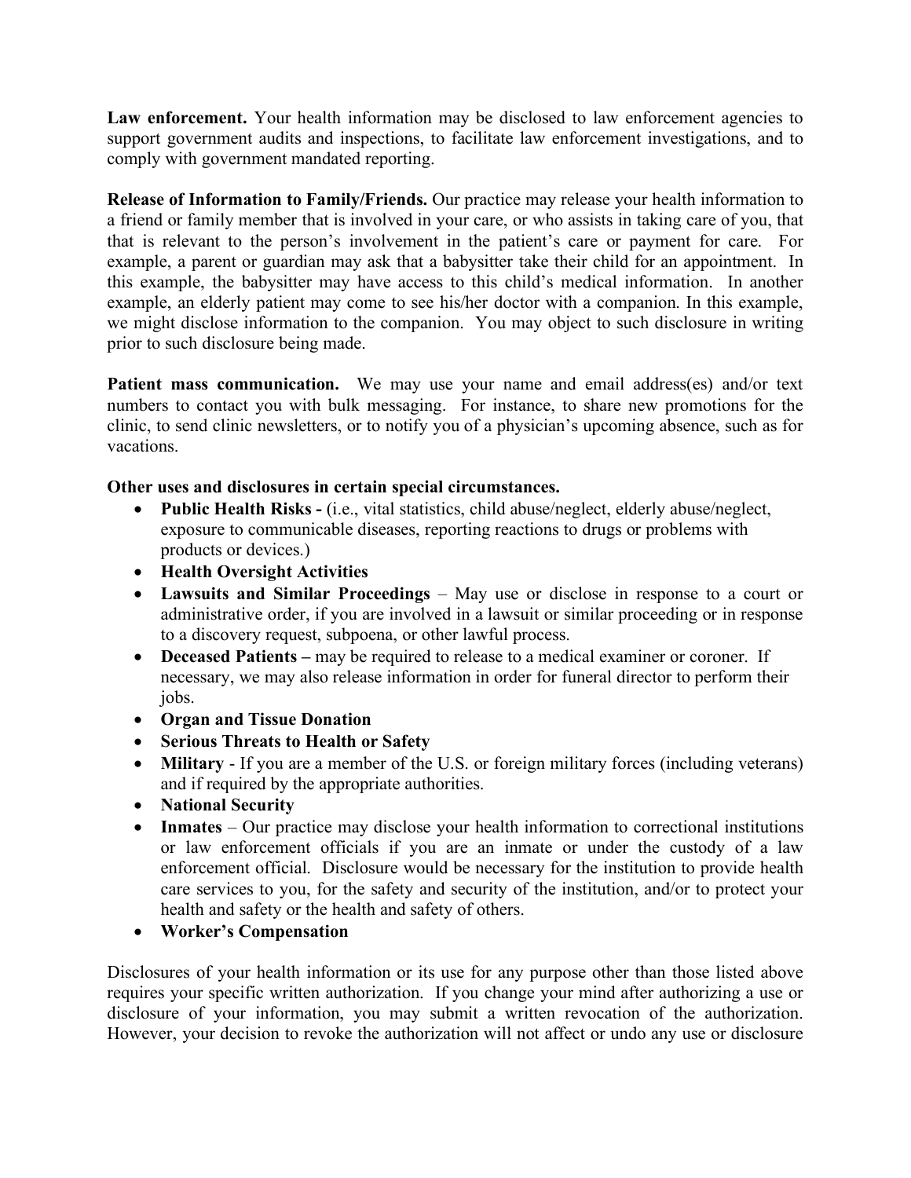**Law enforcement.** Your health information may be disclosed to law enforcement agencies to support government audits and inspections, to facilitate law enforcement investigations, and to comply with government mandated reporting.

**Release of Information to Family/Friends.** Our practice may release your health information to a friend or family member that is involved in your care, or who assists in taking care of you, that that is relevant to the person's involvement in the patient's care or payment for care. For example, a parent or guardian may ask that a babysitter take their child for an appointment. In this example, the babysitter may have access to this child's medical information. In another example, an elderly patient may come to see his/her doctor with a companion. In this example, we might disclose information to the companion. You may object to such disclosure in writing prior to such disclosure being made.

**Patient mass communication.** We may use your name and email address(es) and/or text numbers to contact you with bulk messaging. For instance, to share new promotions for the clinic, to send clinic newsletters, or to notify you of a physician's upcoming absence, such as for vacations.

**Other uses and disclosures in certain special circumstances.**

- **Public Health Risks -** (i.e., vital statistics, child abuse/neglect, elderly abuse/neglect, exposure to communicable diseases, reporting reactions to drugs or problems with products or devices.)
- **Health Oversight Activities**
- **Lawsuits and Similar Proceedings** – May use or disclose in response to a court or administrative order, if you are involved in a lawsuit or similar proceeding or in response to a discovery request, subpoena, or other lawful process.
- **Deceased Patients –** may be required to release to a medical examiner or coroner. If necessary, we may also release information in order for funeral director to perform their jobs.
- **Organ and Tissue Donation**
- **Serious Threats to Health or Safety**
- **Military** - If you are a member of the U.S. or foreign military forces (including veterans) and if required by the appropriate authorities.
- **National Security**
- **Inmates** – Our practice may disclose your health information to correctional institutions or law enforcement officials if you are an inmate or under the custody of a law enforcement official. Disclosure would be necessary for the institution to provide health care services to you, for the safety and security of the institution, and/or to protect your health and safety or the health and safety of others.
- **Worker's Compensation**

Disclosures of your health information or its use for any purpose other than those listed above requires your specific written authorization. If you change your mind after authorizing a use or disclosure of your information, you may submit a written revocation of the authorization. However, your decision to revoke the authorization will not affect or undo any use or disclosure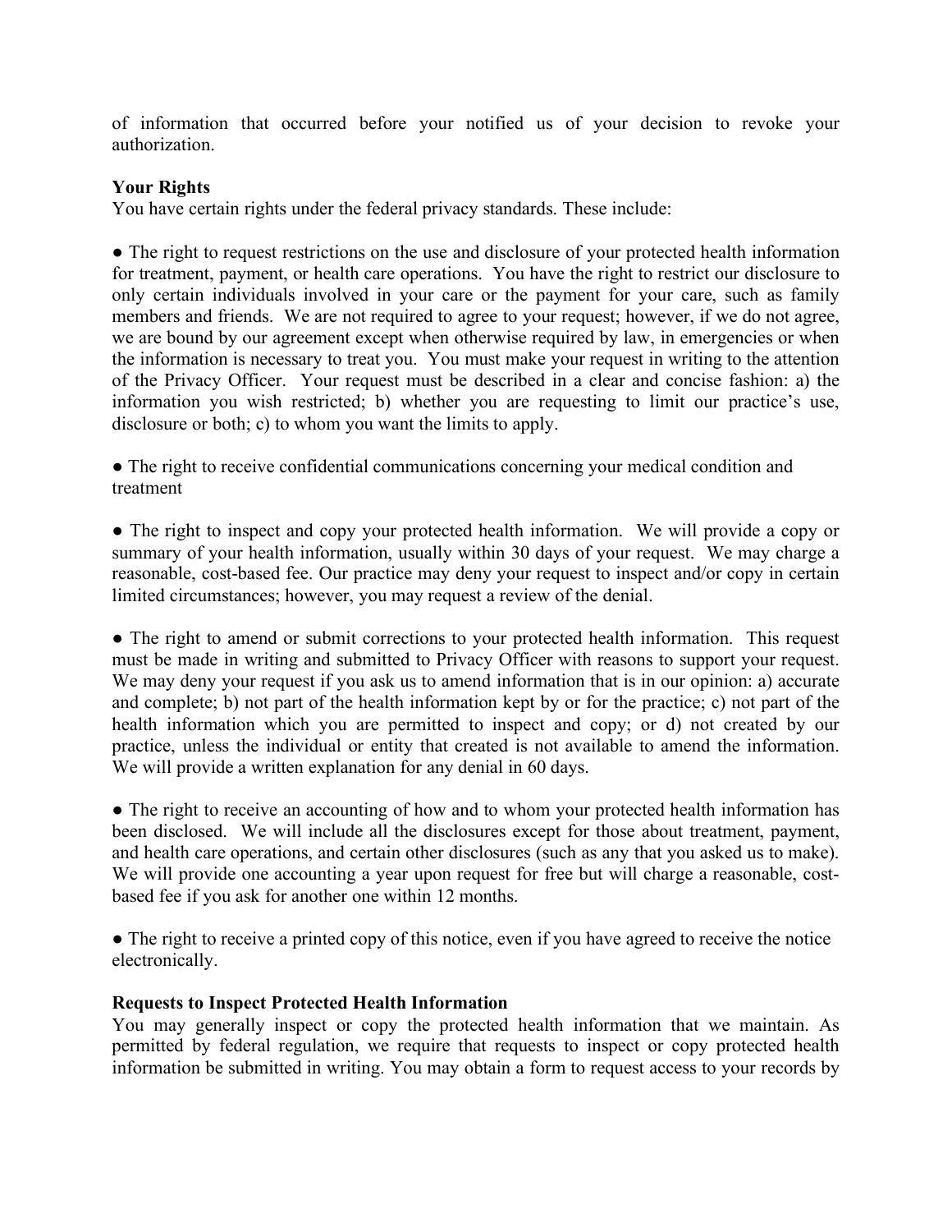of information that occurred before your notified us of your decision to revoke your authorization.

**Your Rights**

You have certain rights under the federal privacy standards. These include:

● The right to request restrictions on the use and disclosure of your protected health information for treatment, payment, or health care operations. You have the right to restrict our disclosure to only certain individuals involved in your care or the payment for your care, such as family members and friends. We are not required to agree to your request; however, if we do not agree, we are bound by our agreement except when otherwise required by law, in emergencies or when the information is necessary to treat you. You must make your request in writing to the attention of the Privacy Officer. Your request must be described in a clear and concise fashion: a) the information you wish restricted; b) whether you are requesting to limit our practice's use, disclosure or both; c) to whom you want the limits to apply.

● The right to receive confidential communications concerning your medical condition and treatment

● The right to inspect and copy your protected health information. We will provide a copy or summary of your health information, usually within 30 days of your request. We may charge a reasonable, cost-based fee. Our practice may deny your request to inspect and/or copy in certain limited circumstances; however, you may request a review of the denial.

● The right to amend or submit corrections to your protected health information. This request must be made in writing and submitted to Privacy Officer with reasons to support your request. We may deny your request if you ask us to amend information that is in our opinion: a) accurate and complete; b) not part of the health information kept by or for the practice; c) not part of the health information which you are permitted to inspect and copy; or d) not created by our practice, unless the individual or entity that created is not available to amend the information. We will provide a written explanation for any denial in 60 days.

● The right to receive an accounting of how and to whom your protected health information has been disclosed. We will include all the disclosures except for those about treatment, payment, and health care operations, and certain other disclosures (such as any that you asked us to make). We will provide one accounting a year upon request for free but will charge a reasonable, cost-based fee if you ask for another one within 12 months.

● The right to receive a printed copy of this notice, even if you have agreed to receive the notice electronically.

**Requests to Inspect Protected Health Information**

You may generally inspect or copy the protected health information that we maintain. As permitted by federal regulation, we require that requests to inspect or copy protected health information be submitted in writing. You may obtain a form to request access to your records by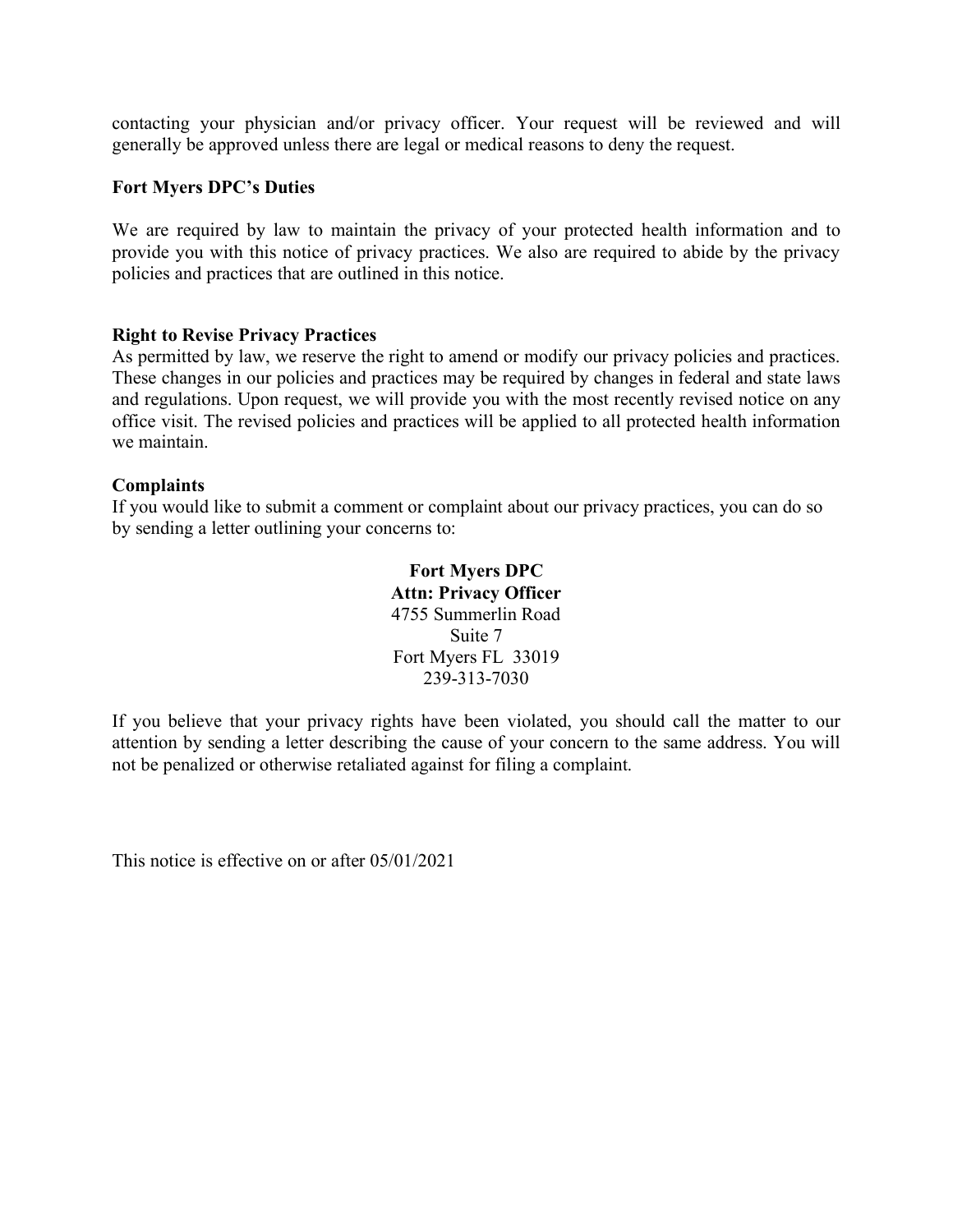contacting your physician and/or privacy officer. Your request will be reviewed and will generally be approved unless there are legal or medical reasons to deny the request.

**Fort Myers DPC's Duties**

We are required by law to maintain the privacy of your protected health information and to provide you with this notice of privacy practices. We also are required to abide by the privacy policies and practices that are outlined in this notice.

**Right to Revise Privacy Practices**

As permitted by law, we reserve the right to amend or modify our privacy policies and practices. These changes in our policies and practices may be required by changes in federal and state laws and regulations. Upon request, we will provide you with the most recently revised notice on any office visit. The revised policies and practices will be applied to all protected health information we maintain.

**Complaints**

If you would like to submit a comment or complaint about our privacy practices, you can do so by sending a letter outlining your concerns to:

**Fort Myers DPC**
**Attn: Privacy Officer**
4755 Summerlin Road
Suite 7
Fort Myers FL 33019
239-313-7030

If you believe that your privacy rights have been violated, you should call the matter to our attention by sending a letter describing the cause of your concern to the same address. You will not be penalized or otherwise retaliated against for filing a complaint.

This notice is effective on or after 05/01/2021